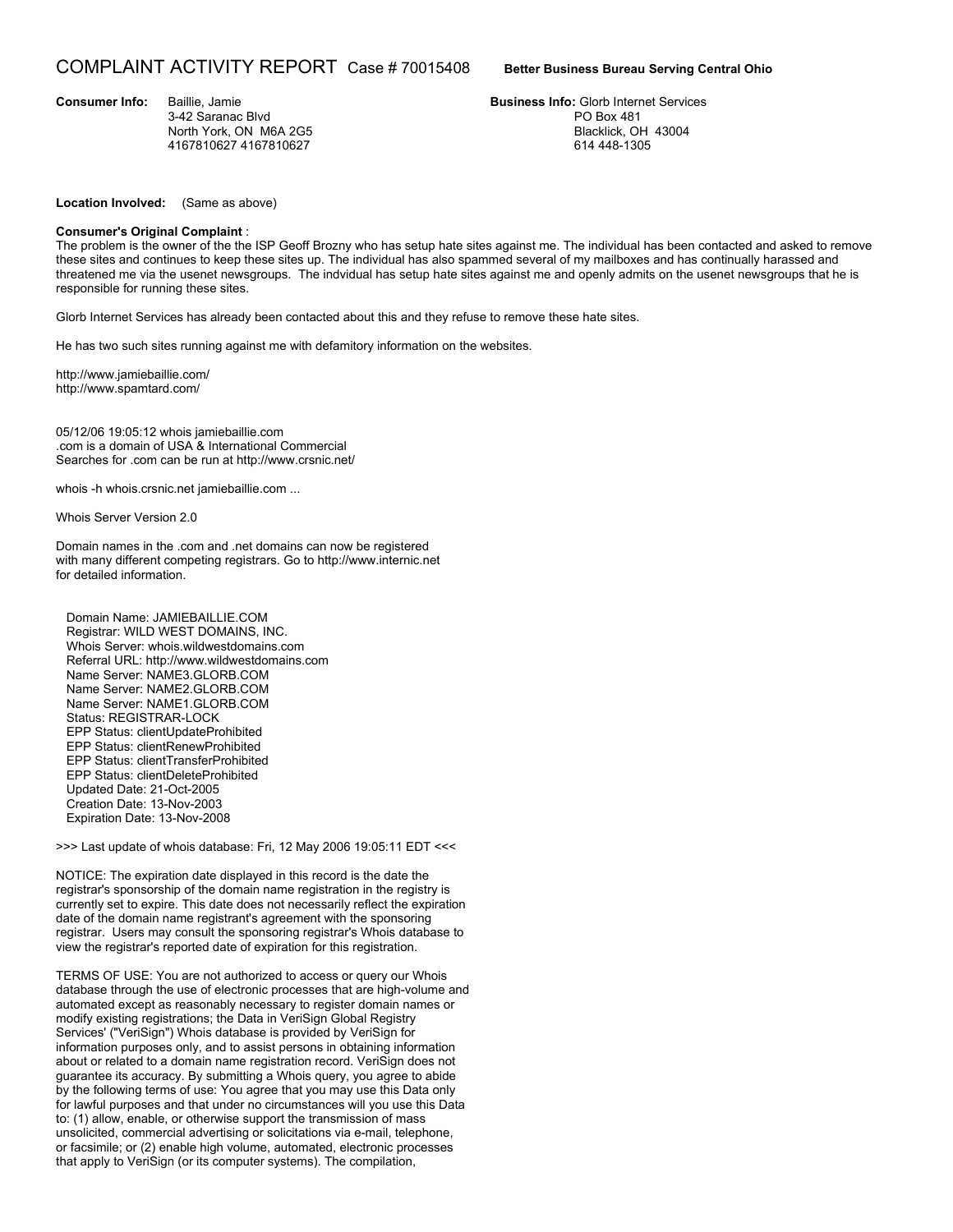# COMPLAINT ACTIVITY REPORT Case # 70015408 **Better Business Bureau Serving Central Ohio**

**Consumer Info:** Baillie, Jamie
3-42 Saranac Blvd
North York, ON M6A 2G5
4167810627 4167810627

**Business Info:** Glorb Internet Services
PO Box 481
Blacklick, OH 43004
614 448-1305

**Location Involved:** (Same as above)

**Consumer's Original Complaint** :

The problem is the owner of the the ISP Geoff Brozny who has setup hate sites against me. The individual has been contacted and asked to remove these sites and continues to keep these sites up. The individual has also spammed several of my mailboxes and has continually harassed and threatened me via the usenet newsgroups. The indvidual has setup hate sites against me and openly admits on the usenet newsgroups that he is responsible for running these sites.

Glorb Internet Services has already been contacted about this and they refuse to remove these hate sites.

He has two such sites running against me with defamitory information on the websites.

http://www.jamiebaillie.com/
http://www.spamtard.com/

05/12/06 19:05:12 whois jamiebaillie.com
.com is a domain of USA & International Commercial
Searches for .com can be run at http://www.crsnic.net/

whois -h whois.crsnic.net jamiebaillie.com ...

Whois Server Version 2.0

Domain names in the .com and .net domains can now be registered
with many different competing registrars. Go to http://www.internic.net
for detailed information.

Domain Name: JAMIEBAILLIE.COM
Registrar: WILD WEST DOMAINS, INC.
Whois Server: whois.wildwestdomains.com
Referral URL: http://www.wildwestdomains.com
Name Server: NAME3.GLORB.COM
Name Server: NAME2.GLORB.COM
Name Server: NAME1.GLORB.COM
Status: REGISTRAR-LOCK
EPP Status: clientUpdateProhibited
EPP Status: clientRenewProhibited
EPP Status: clientTransferProhibited
EPP Status: clientDeleteProhibited
Updated Date: 21-Oct-2005
Creation Date: 13-Nov-2003
Expiration Date: 13-Nov-2008

>>> Last update of whois database: Fri, 12 May 2006 19:05:11 EDT <<<

NOTICE: The expiration date displayed in this record is the date the
registrar's sponsorship of the domain name registration in the registry is
currently set to expire. This date does not necessarily reflect the expiration
date of the domain name registrant's agreement with the sponsoring
registrar. Users may consult the sponsoring registrar's Whois database to
view the registrar's reported date of expiration for this registration.

TERMS OF USE: You are not authorized to access or query our Whois
database through the use of electronic processes that are high-volume and
automated except as reasonably necessary to register domain names or
modify existing registrations; the Data in VeriSign Global Registry
Services' ("VeriSign") Whois database is provided by VeriSign for
information purposes only, and to assist persons in obtaining information
about or related to a domain name registration record. VeriSign does not
guarantee its accuracy. By submitting a Whois query, you agree to abide
by the following terms of use: You agree that you may use this Data only
for lawful purposes and that under no circumstances will you use this Data
to: (1) allow, enable, or otherwise support the transmission of mass
unsolicited, commercial advertising or solicitations via e-mail, telephone,
or facsimile; or (2) enable high volume, automated, electronic processes
that apply to VeriSign (or its computer systems). The compilation,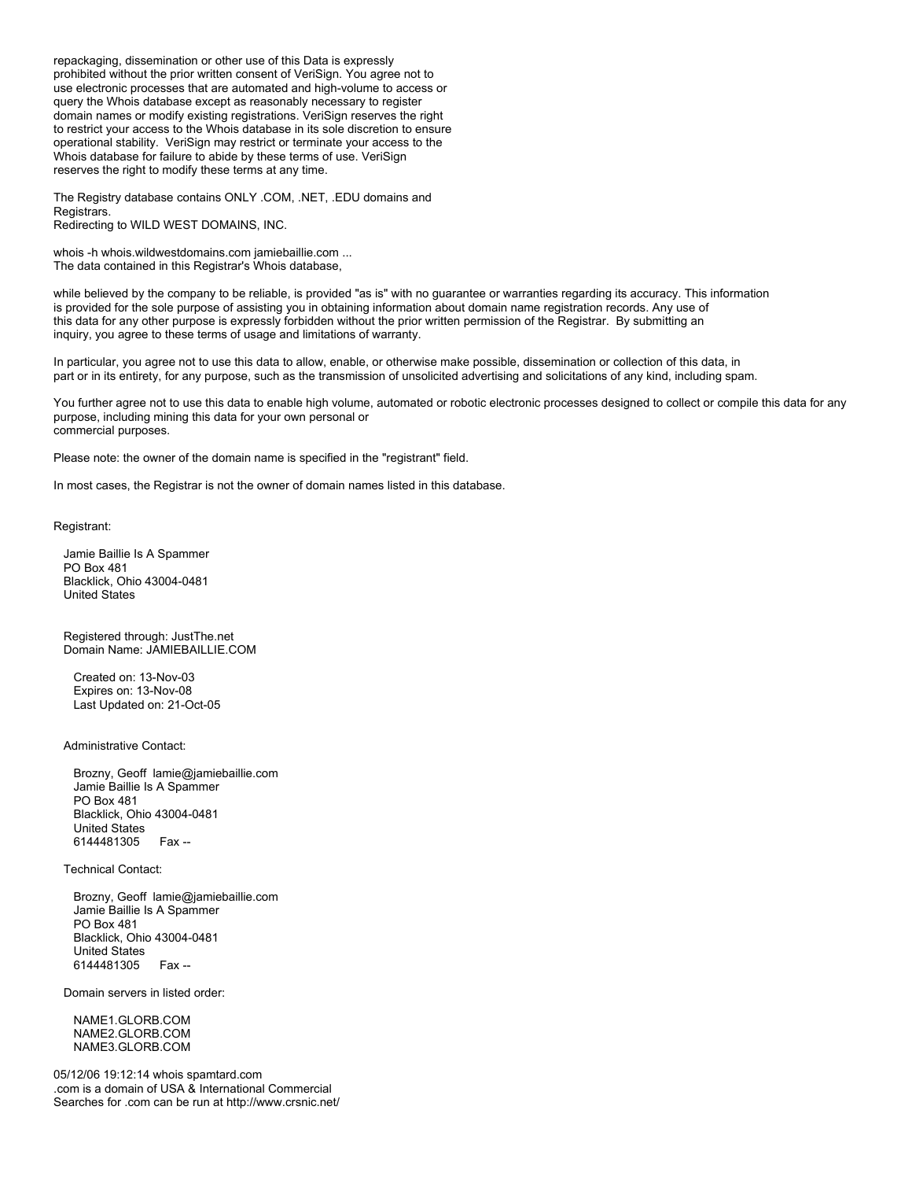repackaging, dissemination or other use of this Data is expressly
prohibited without the prior written consent of VeriSign. You agree not to
use electronic processes that are automated and high-volume to access or
query the Whois database except as reasonably necessary to register
domain names or modify existing registrations. VeriSign reserves the right
to restrict your access to the Whois database in its sole discretion to ensure
operational stability. VeriSign may restrict or terminate your access to the
Whois database for failure to abide by these terms of use. VeriSign
reserves the right to modify these terms at any time.

The Registry database contains ONLY .COM, .NET, .EDU domains and
Registrars.
Redirecting to WILD WEST DOMAINS, INC.

whois -h whois.wildwestdomains.com jamiebaillie.com ...
The data contained in this Registrar's Whois database,

while believed by the company to be reliable, is provided "as is" with no guarantee or warranties regarding its accuracy. This information
is provided for the sole purpose of assisting you in obtaining information about domain name registration records. Any use of
this data for any other purpose is expressly forbidden without the prior written permission of the Registrar. By submitting an
inquiry, you agree to these terms of usage and limitations of warranty.

In particular, you agree not to use this data to allow, enable, or otherwise make possible, dissemination or collection of this data, in
part or in its entirety, for any purpose, such as the transmission of unsolicited advertising and solicitations of any kind, including spam.

You further agree not to use this data to enable high volume, automated or robotic electronic processes designed to collect or compile this data for any
purpose, including mining this data for your own personal or
commercial purposes.

Please note: the owner of the domain name is specified in the "registrant" field.

In most cases, the Registrar is not the owner of domain names listed in this database.

Registrant:

Jamie Baillie Is A Spammer
PO Box 481
Blacklick, Ohio 43004-0481
United States

Registered through: JustThe.net
Domain Name: JAMIEBAILLIE.COM

Created on: 13-Nov-03
Expires on: 13-Nov-08
Last Updated on: 21-Oct-05

Administrative Contact:

Brozny, Geoff lamie@jamiebaillie.com
Jamie Baillie Is A Spammer
PO Box 481
Blacklick, Ohio 43004-0481
United States
6144481305 Fax --

Technical Contact:

Brozny, Geoff lamie@jamiebaillie.com
Jamie Baillie Is A Spammer
PO Box 481
Blacklick, Ohio 43004-0481
United States
6144481305 Fax --

Domain servers in listed order:

NAME1.GLORB.COM
NAME2.GLORB.COM
NAME3.GLORB.COM

05/12/06 19:12:14 whois spamtard.com
.com is a domain of USA & International Commercial
Searches for .com can be run at http://www.crsnic.net/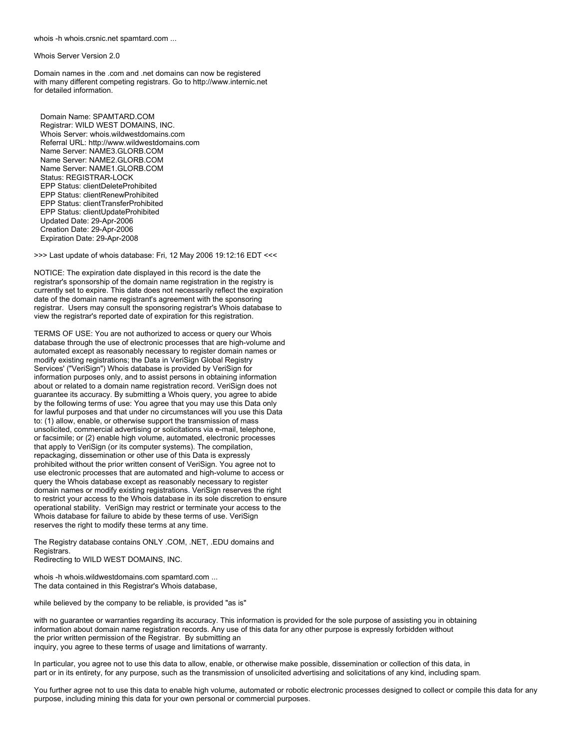whois -h whois.crsnic.net spamtard.com ...

Whois Server Version 2.0

Domain names in the .com and .net domains can now be registered
with many different competing registrars. Go to http://www.internic.net
for detailed information.

```
   Domain Name: SPAMTARD.COM
   Registrar: WILD WEST DOMAINS, INC.
   Whois Server: whois.wildwestdomains.com
   Referral URL: http://www.wildwestdomains.com
   Name Server: NAME3.GLORB.COM
   Name Server: NAME2.GLORB.COM
   Name Server: NAME1.GLORB.COM
   Status: REGISTRAR-LOCK
   EPP Status: clientDeleteProhibited
   EPP Status: clientRenewProhibited
   EPP Status: clientTransferProhibited
   EPP Status: clientUpdateProhibited
   Updated Date: 29-Apr-2006
   Creation Date: 29-Apr-2006
   Expiration Date: 29-Apr-2008
```

>>> Last update of whois database: Fri, 12 May 2006 19:12:16 EDT <<<

NOTICE: The expiration date displayed in this record is the date the
registrar's sponsorship of the domain name registration in the registry is
currently set to expire. This date does not necessarily reflect the expiration
date of the domain name registrant's agreement with the sponsoring
registrar. Users may consult the sponsoring registrar's Whois database to
view the registrar's reported date of expiration for this registration.

TERMS OF USE: You are not authorized to access or query our Whois
database through the use of electronic processes that are high-volume and
automated except as reasonably necessary to register domain names or
modify existing registrations; the Data in VeriSign Global Registry
Services' ("VeriSign") Whois database is provided by VeriSign for
information purposes only, and to assist persons in obtaining information
about or related to a domain name registration record. VeriSign does not
guarantee its accuracy. By submitting a Whois query, you agree to abide
by the following terms of use: You agree that you may use this Data only
for lawful purposes and that under no circumstances will you use this Data
to: (1) allow, enable, or otherwise support the transmission of mass
unsolicited, commercial advertising or solicitations via e-mail, telephone,
or facsimile; or (2) enable high volume, automated, electronic processes
that apply to VeriSign (or its computer systems). The compilation,
repackaging, dissemination or other use of this Data is expressly
prohibited without the prior written consent of VeriSign. You agree not to
use electronic processes that are automated and high-volume to access or
query the Whois database except as reasonably necessary to register
domain names or modify existing registrations. VeriSign reserves the right
to restrict your access to the Whois database in its sole discretion to ensure
operational stability. VeriSign may restrict or terminate your access to the
Whois database for failure to abide by these terms of use. VeriSign
reserves the right to modify these terms at any time.

The Registry database contains ONLY .COM, .NET, .EDU domains and
Registrars.
Redirecting to WILD WEST DOMAINS, INC.

whois -h whois.wildwestdomains.com spamtard.com ...
The data contained in this Registrar's Whois database,

while believed by the company to be reliable, is provided "as is"

with no guarantee or warranties regarding its accuracy. This information is provided for the sole purpose of assisting you in obtaining
information about domain name registration records. Any use of this data for any other purpose is expressly forbidden without
the prior written permission of the Registrar. By submitting an
inquiry, you agree to these terms of usage and limitations of warranty.

In particular, you agree not to use this data to allow, enable, or otherwise make possible, dissemination or collection of this data, in
part or in its entirety, for any purpose, such as the transmission of unsolicited advertising and solicitations of any kind, including spam.

You further agree not to use this data to enable high volume, automated or robotic electronic processes designed to collect or compile this data for any
purpose, including mining this data for your own personal or commercial purposes.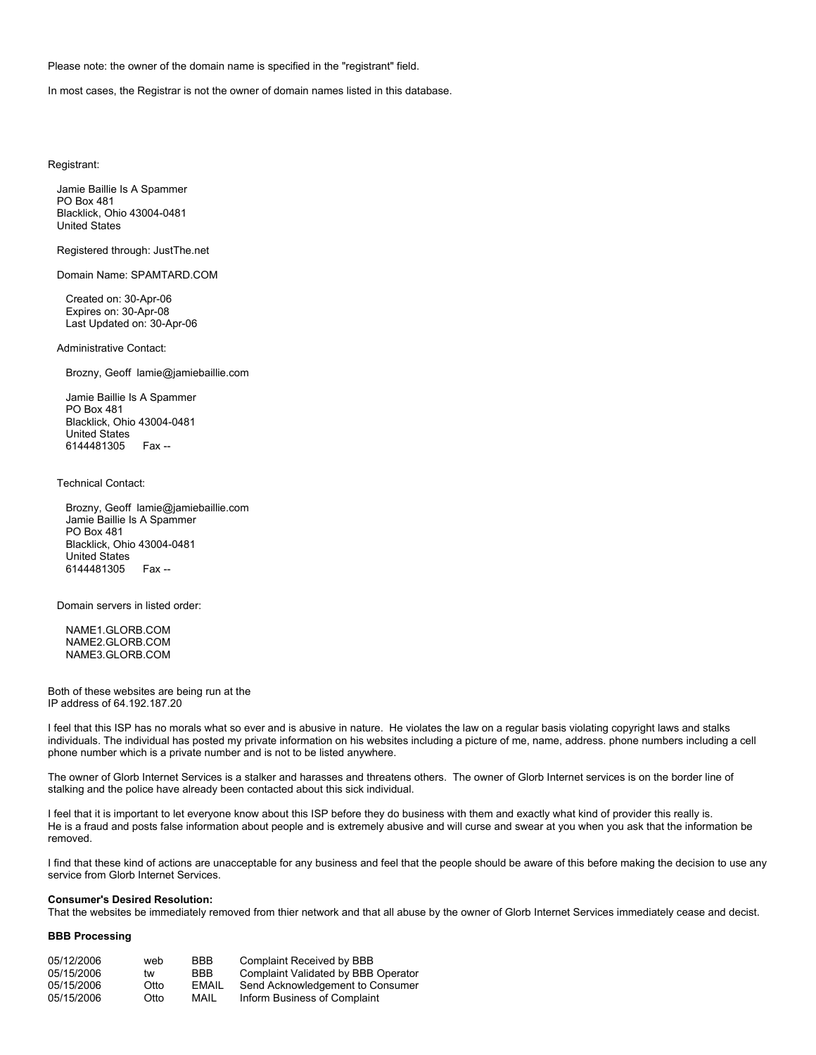Please note: the owner of the domain name is specified in the "registrant" field.

In most cases, the Registrar is not the owner of domain names listed in this database.

Registrant:

Jamie Baillie Is A Spammer  
PO Box 481  
Blacklick, Ohio 43004-0481  
United States

Registered through: JustThe.net

Domain Name: SPAMTARD.COM

Created on: 30-Apr-06  
Expires on: 30-Apr-08  
Last Updated on: 30-Apr-06

Administrative Contact:

Brozny, Geoff lamie@jamiebaillie.com

Jamie Baillie Is A Spammer  
PO Box 481  
Blacklick, Ohio 43004-0481  
United States  
6144481305 Fax --

Technical Contact:

Brozny, Geoff lamie@jamiebaillie.com  
Jamie Baillie Is A Spammer  
PO Box 481  
Blacklick, Ohio 43004-0481  
United States  
6144481305 Fax --

Domain servers in listed order:

NAME1.GLORB.COM  
NAME2.GLORB.COM  
NAME3.GLORB.COM

Both of these websites are being run at the IP address of 64.192.187.20

I feel that this ISP has no morals what so ever and is abusive in nature. He violates the law on a regular basis violating copyright laws and stalks individuals. The individual has posted my private information on his websites including a picture of me, name, address. phone numbers including a cell phone number which is a private number and is not to be listed anywhere.

The owner of Glorb Internet Services is a stalker and harasses and threatens others. The owner of Glorb Internet services is on the border line of stalking and the police have already been contacted about this sick individual.

I feel that it is important to let everyone know about this ISP before they do business with them and exactly what kind of provider this really is. He is a fraud and posts false information about people and is extremely abusive and will curse and swear at you when you ask that the information be removed.

I find that these kind of actions are unacceptable for any business and feel that the people should be aware of this before making the decision to use any service from Glorb Internet Services.

**Consumer's Desired Resolution:**  
That the websites be immediately removed from thier network and that all abuse by the owner of Glorb Internet Services immediately cease and decist.

**BBB Processing**

| | | | |
|---|---|---|---|
| 05/12/2006 | web | BBB | Complaint Received by BBB |
| 05/15/2006 | tw | BBB | Complaint Validated by BBB Operator |
| 05/15/2006 | Otto | EMAIL | Send Acknowledgement to Consumer |
| 05/15/2006 | Otto | MAIL | Inform Business of Complaint |